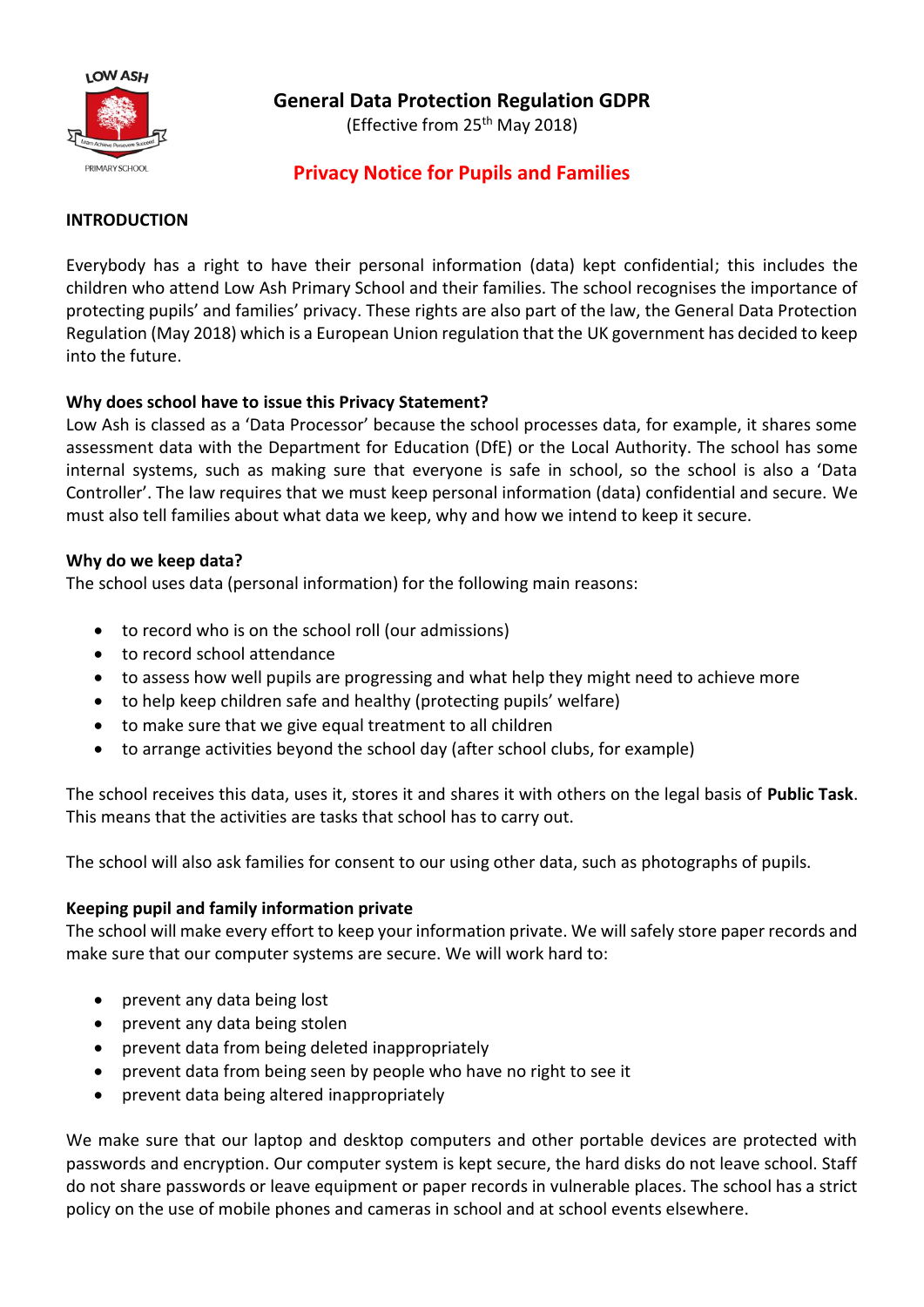# General Data Protection Regulation GDPR

(Effective from 25th May 2018)

## Privacy Notice for Pupils and Families

### INTRODUCTION

Everybody has a right to have their personal information (data) kept confidential; this includes the children who attend Low Ash Primary School and their families. The school recognises the importance of protecting pupils' and families' privacy. These rights are also part of the law, the General Data Protection Regulation (May 2018) which is a European Union regulation that the UK government has decided to keep into the future.

**Why does school have to issue this Privacy Statement?**

Low Ash is classed as a 'Data Processor' because the school processes data, for example, it shares some assessment data with the Department for Education (DfE) or the Local Authority. The school has some internal systems, such as making sure that everyone is safe in school, so the school is also a 'Data Controller'. The law requires that we must keep personal information (data) confidential and secure. We must also tell families about what data we keep, why and how we intend to keep it secure.

**Why do we keep data?**

The school uses data (personal information) for the following main reasons:

- to record who is on the school roll (our admissions)
- to record school attendance
- to assess how well pupils are progressing and what help they might need to achieve more
- to help keep children safe and healthy (protecting pupils' welfare)
- to make sure that we give equal treatment to all children
- to arrange activities beyond the school day (after school clubs, for example)

The school receives this data, uses it, stores it and shares it with others on the legal basis of **Public Task**. This means that the activities are tasks that school has to carry out.

The school will also ask families for consent to our using other data, such as photographs of pupils.

**Keeping pupil and family information private**

The school will make every effort to keep your information private. We will safely store paper records and make sure that our computer systems are secure. We will work hard to:

- prevent any data being lost
- prevent any data being stolen
- prevent data from being deleted inappropriately
- prevent data from being seen by people who have no right to see it
- prevent data being altered inappropriately

We make sure that our laptop and desktop computers and other portable devices are protected with passwords and encryption. Our computer system is kept secure, the hard disks do not leave school. Staff do not share passwords or leave equipment or paper records in vulnerable places. The school has a strict policy on the use of mobile phones and cameras in school and at school events elsewhere.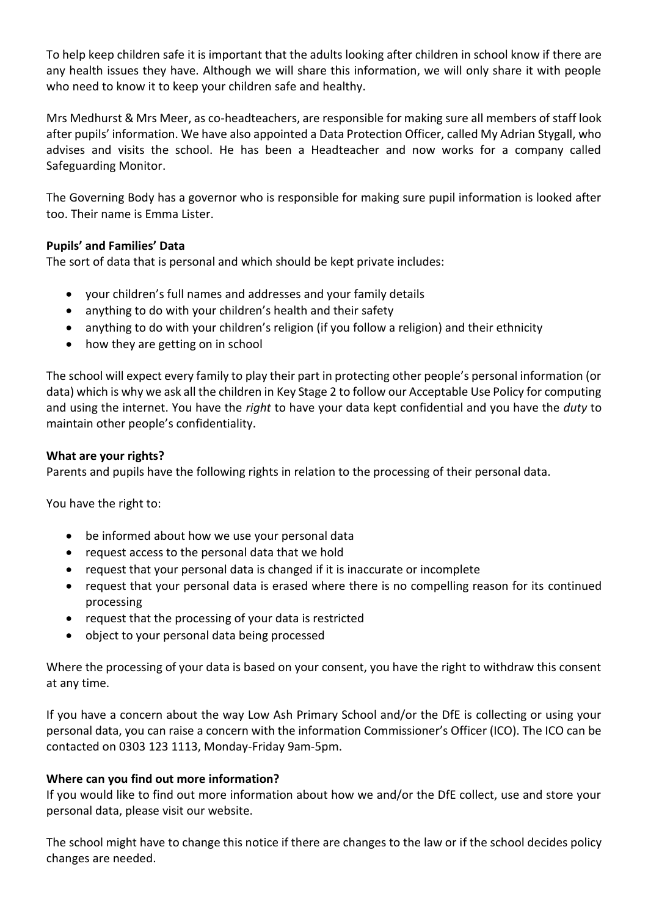To help keep children safe it is important that the adults looking after children in school know if there are any health issues they have. Although we will share this information, we will only share it with people who need to know it to keep your children safe and healthy.

Mrs Medhurst & Mrs Meer, as co-headteachers, are responsible for making sure all members of staff look after pupils' information. We have also appointed a Data Protection Officer, called My Adrian Stygall, who advises and visits the school. He has been a Headteacher and now works for a company called Safeguarding Monitor.

The Governing Body has a governor who is responsible for making sure pupil information is looked after too. Their name is Emma Lister.

**Pupils' and Families' Data**

The sort of data that is personal and which should be kept private includes:

- your children's full names and addresses and your family details
- anything to do with your children's health and their safety
- anything to do with your children's religion (if you follow a religion) and their ethnicity
- how they are getting on in school

The school will expect every family to play their part in protecting other people's personal information (or data) which is why we ask all the children in Key Stage 2 to follow our Acceptable Use Policy for computing and using the internet. You have the *right* to have your data kept confidential and you have the *duty* to maintain other people's confidentiality.

**What are your rights?**

Parents and pupils have the following rights in relation to the processing of their personal data.

You have the right to:

- be informed about how we use your personal data
- request access to the personal data that we hold
- request that your personal data is changed if it is inaccurate or incomplete
- request that your personal data is erased where there is no compelling reason for its continued processing
- request that the processing of your data is restricted
- object to your personal data being processed

Where the processing of your data is based on your consent, you have the right to withdraw this consent at any time.

If you have a concern about the way Low Ash Primary School and/or the DfE is collecting or using your personal data, you can raise a concern with the information Commissioner's Officer (ICO). The ICO can be contacted on 0303 123 1113, Monday-Friday 9am-5pm.

**Where can you find out more information?**

If you would like to find out more information about how we and/or the DfE collect, use and store your personal data, please visit our website.

The school might have to change this notice if there are changes to the law or if the school decides policy changes are needed.